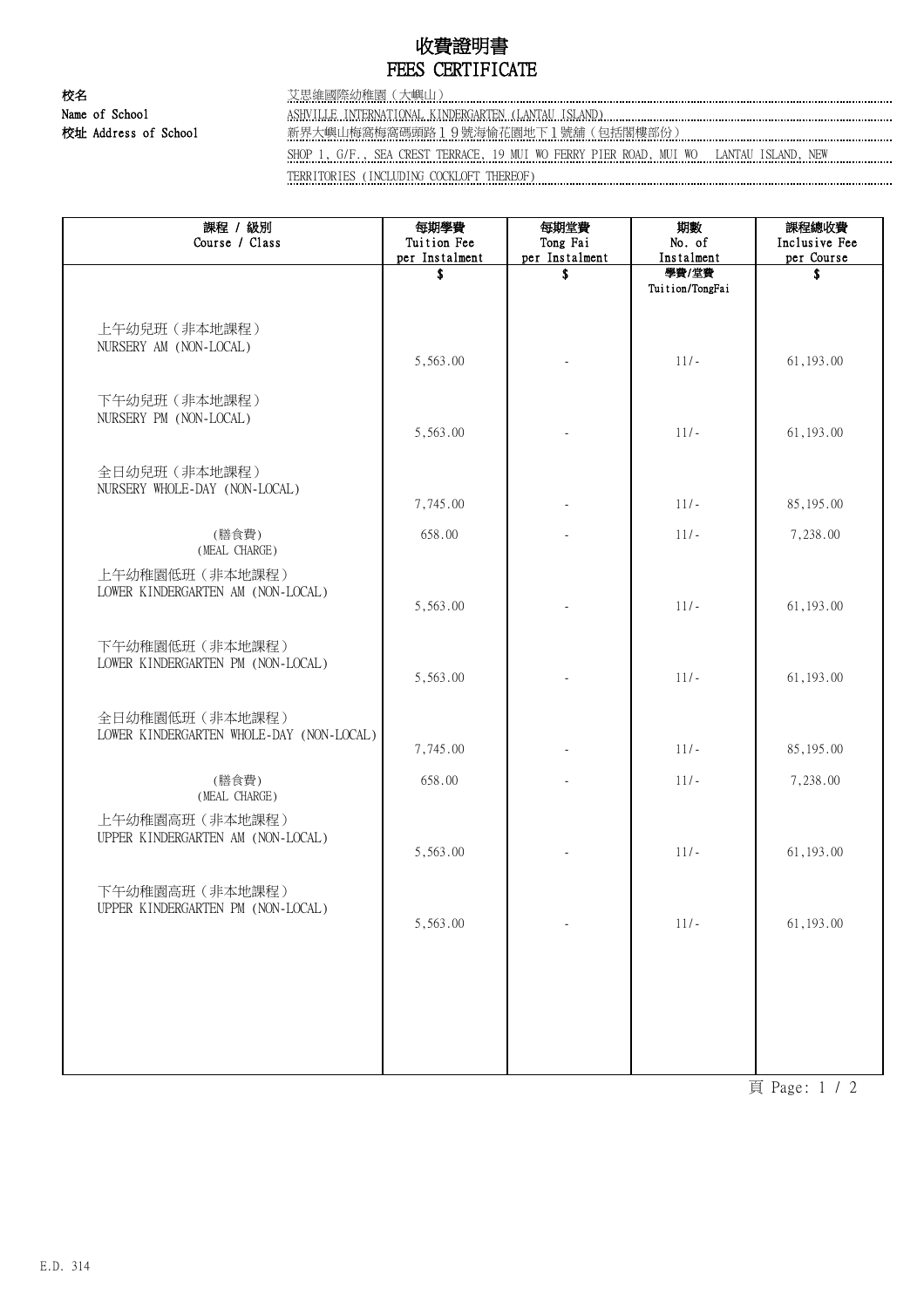# 收費證明書
# FEES CERTIFICATE

**校名**
**Name of School**

艾思維國際幼稚園（大嶼山）
ASHVILLE INTERNATIONAL KINDERGARTEN (LANTAU ISLAND)

**校址 Address of School**

新界大嶼山梅窩梅窩碼頭路１９號海愉花園地下１號舖（包括閣樓部份）
SHOP 1, G/F., SEA CREST TERRACE, 19 MUI WO FERRY PIER ROAD, MUI WO LANTAU ISLAND, NEW TERRITORIES (INCLUDING COCKLOFT THEREOF)

| 課程 / 級別<br>Course / Class | 每期學費<br>Tuition Fee<br>per Instalment<br>$ | 每期堂費<br>Tong Fai<br>per Instalment<br>$ | 期數<br>No. of<br>Instalment<br>學費/堂費<br>Tuition/TongFai | 課程總收費<br>Inclusive Fee<br>per Course<br>$ |
|---|---|---|---|---|
| 上午幼兒班（非本地課程）<br>NURSERY AM (NON-LOCAL) | 5,563.00 | - | 11/- | 61,193.00 |
| 下午幼兒班（非本地課程）<br>NURSERY PM (NON-LOCAL) | 5,563.00 | - | 11/- | 61,193.00 |
| 全日幼兒班（非本地課程）<br>NURSERY WHOLE-DAY (NON-LOCAL) | 7,745.00 | - | 11/- | 85,195.00 |
| (膳食費)<br>(MEAL CHARGE) | 658.00 | - | 11/- | 7,238.00 |
| 上午幼稚園低班（非本地課程）<br>LOWER KINDERGARTEN AM (NON-LOCAL) | 5,563.00 | - | 11/- | 61,193.00 |
| 下午幼稚園低班（非本地課程）<br>LOWER KINDERGARTEN PM (NON-LOCAL) | 5,563.00 | - | 11/- | 61,193.00 |
| 全日幼稚園低班（非本地課程）<br>LOWER KINDERGARTEN WHOLE-DAY (NON-LOCAL) | 7,745.00 | - | 11/- | 85,195.00 |
| (膳食費)<br>(MEAL CHARGE) | 658.00 | - | 11/- | 7,238.00 |
| 上午幼稚園高班（非本地課程）<br>UPPER KINDERGARTEN AM (NON-LOCAL) | 5,563.00 | - | 11/- | 61,193.00 |
| 下午幼稚園高班（非本地課程）<br>UPPER KINDERGARTEN PM (NON-LOCAL) | 5,563.00 | - | 11/- | 61,193.00 |

E.D. 314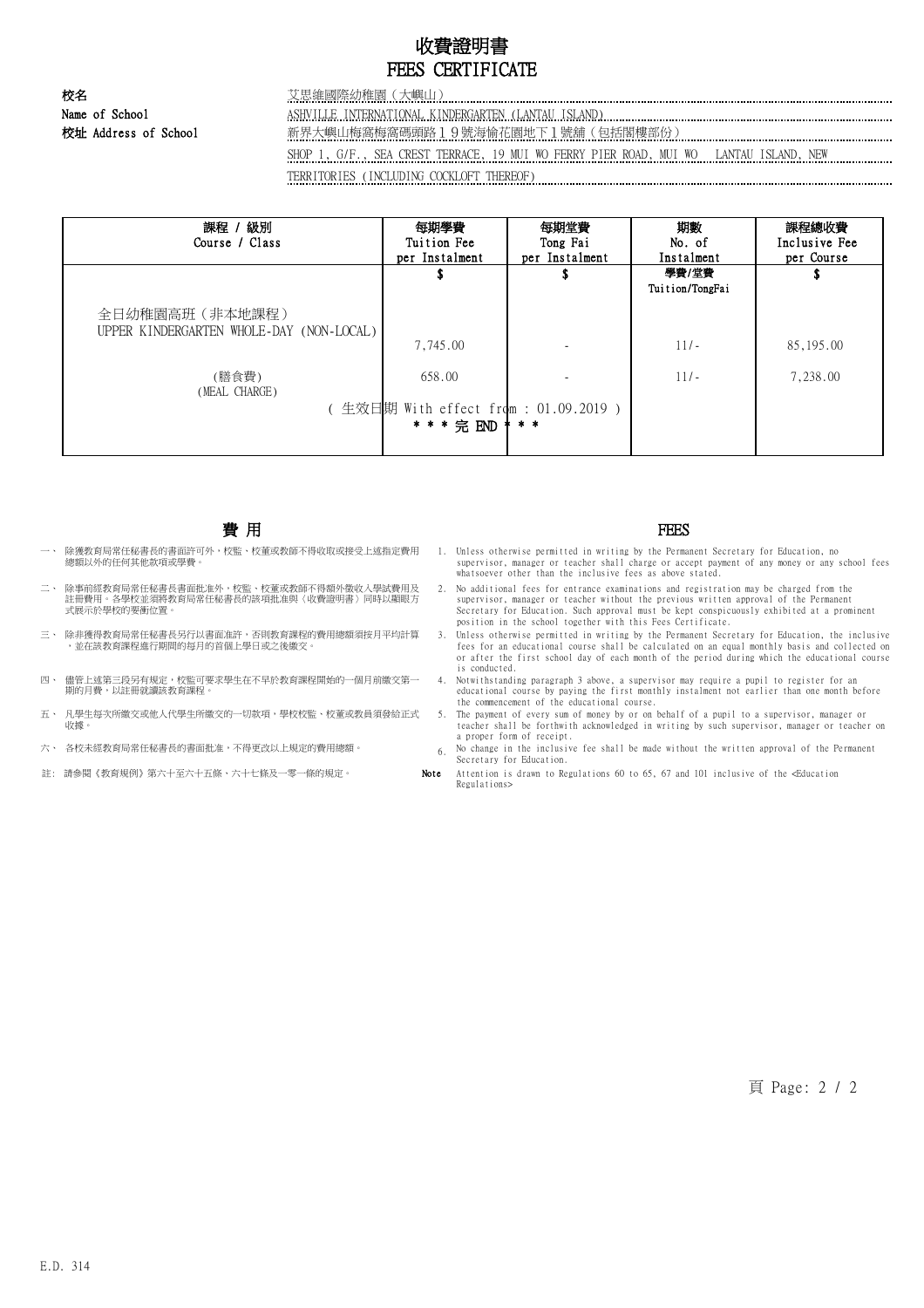# 收費證明書
# FEES CERTIFICATE

**校名** 艾思維國際幼稚園（大嶼山）
**Name of School** ASHVILLE INTERNATIONAL KINDERGARTEN (LANTAU ISLAND)
**校址 Address of School** 新界大嶼山梅窩梅窩碼頭路１９號海愉花園地下１號舖（包括閣樓部份）
SHOP 1, G/F., SEA CREST TERRACE, 19 MUI WO FERRY PIER ROAD, MUI WO LANTAU ISLAND, NEW TERRITORIES (INCLUDING COCKLOFT THEREOF)

| 課程 / 級別<br>Course / Class | 每期學費<br>Tuition Fee<br>per Instalment | 每期堂費<br>Tong Fai<br>per Instalment | 期數<br>No. of<br>Instalment | 課程總收費<br>Inclusive Fee<br>per Course |
|---|---|---|---|---|
| | $ | $ | 學費/堂費<br>Tuition/TongFai | $ |
| 全日幼稚園高班（非本地課程）<br>UPPER KINDERGARTEN WHOLE-DAY (NON-LOCAL) | 7,745.00 | - | 11/- | 85,195.00 |
| (膳食費)<br>(MEAL CHARGE) | 658.00 | - | 11/- | 7,238.00 |
| ( 生效日期 With effect from : 01.09.2019 ) | | | | |
| * * * 完 END * * * | | | | |

## 費 用

一、 除獲教育局常任秘書長的書面許可外，校監、校董或教師不得收取或接受上述指定費用總額以外的任何其他款項或學費。

二、 除事前經教育局常任秘書長書面批准外，校監、校董或教師不得額外徵收入學試費用及註冊費用。各學校並須將教育局常任秘書長的該項批准與〈收費證明書〉同時以顯眼方式展示於學校的要衝位置。

三、 除非獲得教育局常任秘書長另行以書面准許，否則教育課程的費用總額須按月平均計算，並在該教育課程進行期間的每月的首個上學日或之後繳交。

四、 儘管上述第三段另有規定，校監可要求學生在不早於教育課程開始的一個月前繳交第一期的月費，以註冊就讀該教育課程。

五、 凡學生每次所繳交或他人代學生所繳交的一切款項，學校校監、校董或教員須發給正式收據。

六、 各校未經教育局常任秘書長的書面批准，不得更改以上規定的費用總額。

註： 請參閱《教育規例》第六十至六十五條、六十七條及一零一條的規定。

## FEES

1. Unless otherwise permitted in writing by the Permanent Secretary for Education, no supervisor, manager or teacher shall charge or accept payment of any money or any school fees whatsoever other than the inclusive fees as above stated.
2. No additional fees for entrance examinations and registration may be charged from the supervisor, manager or teacher without the previous written approval of the Permanent Secretary for Education. Such approval must be kept conspicuously exhibited at a prominent position in the school together with this Fees Certificate.
3. Unless otherwise permitted in writing by the Permanent Secretary for Education, the inclusive fees for an educational course shall be calculated on an equal monthly basis and collected on or after the first school day of each month of the period during which the educational course is conducted.
4. Notwithstanding paragraph 3 above, a supervisor may require a pupil to register for an educational course by paying the first monthly instalment not earlier than one month before the commencement of the educational course.
5. The payment of every sum of money by or on behalf of a pupil to a supervisor, manager or teacher shall be forthwith acknowledged in writing by such supervisor, manager or teacher on a proper form of receipt.
6. No change in the inclusive fee shall be made without the written approval of the Permanent Secretary for Education.

**Note** Attention is drawn to Regulations 60 to 65, 67 and 101 inclusive of the <Education Regulations>

E.D. 314